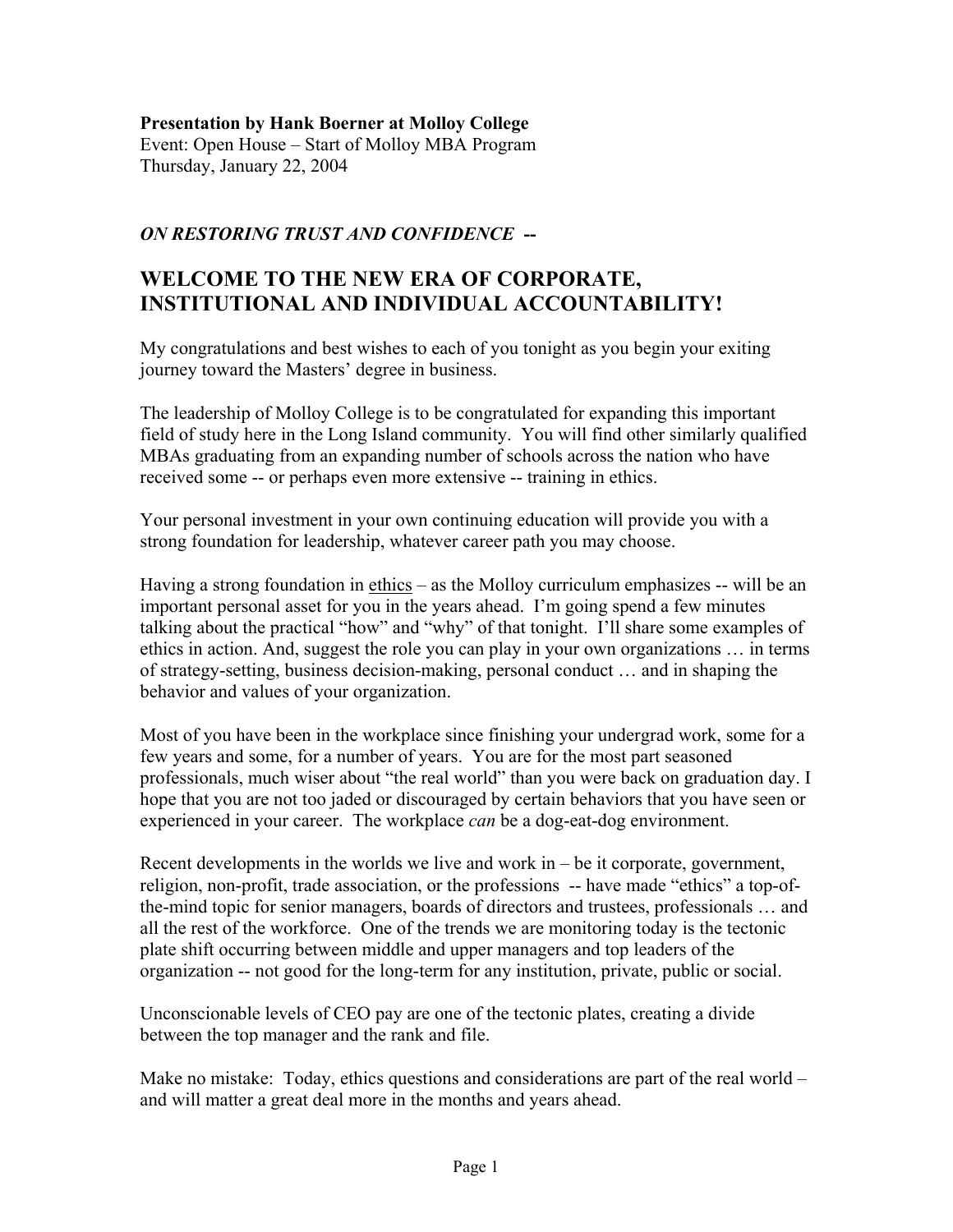**Presentation by Hank Boerner at Molloy College**
Event: Open House – Start of Molloy MBA Program
Thursday, January 22, 2004

*ON RESTORING TRUST AND CONFIDENCE --*

## WELCOME TO THE NEW ERA OF CORPORATE, INSTITUTIONAL AND INDIVIDUAL ACCOUNTABILITY!

My congratulations and best wishes to each of you tonight as you begin your exiting journey toward the Masters' degree in business.

The leadership of Molloy College is to be congratulated for expanding this important field of study here in the Long Island community. You will find other similarly qualified MBAs graduating from an expanding number of schools across the nation who have received some -- or perhaps even more extensive -- training in ethics.

Your personal investment in your own continuing education will provide you with a strong foundation for leadership, whatever career path you may choose.

Having a strong foundation in <u>ethics</u> – as the Molloy curriculum emphasizes -- will be an important personal asset for you in the years ahead. I'm going spend a few minutes talking about the practical "how" and "why" of that tonight. I'll share some examples of ethics in action. And, suggest the role you can play in your own organizations … in terms of strategy-setting, business decision-making, personal conduct … and in shaping the behavior and values of your organization.

Most of you have been in the workplace since finishing your undergrad work, some for a few years and some, for a number of years. You are for the most part seasoned professionals, much wiser about "the real world" than you were back on graduation day. I hope that you are not too jaded or discouraged by certain behaviors that you have seen or experienced in your career. The workplace *can* be a dog-eat-dog environment.

Recent developments in the worlds we live and work in – be it corporate, government, religion, non-profit, trade association, or the professions -- have made "ethics" a top-of-the-mind topic for senior managers, boards of directors and trustees, professionals … and all the rest of the workforce. One of the trends we are monitoring today is the tectonic plate shift occurring between middle and upper managers and top leaders of the organization -- not good for the long-term for any institution, private, public or social.

Unconscionable levels of CEO pay are one of the tectonic plates, creating a divide between the top manager and the rank and file.

Make no mistake: Today, ethics questions and considerations are part of the real world – and will matter a great deal more in the months and years ahead.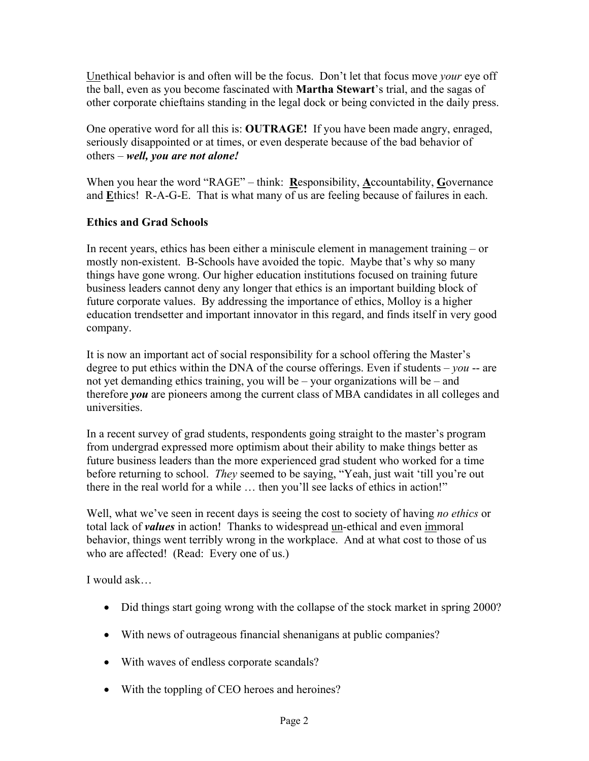<u>Un</u>ethical behavior is and often will be the focus. Don't let that focus move *your* eye off the ball, even as you become fascinated with **Martha Stewart**'s trial, and the sagas of other corporate chieftains standing in the legal dock or being convicted in the daily press.

One operative word for all this is: **OUTRAGE!** If you have been made angry, enraged, seriously disappointed or at times, or even desperate because of the bad behavior of others – ***well, you are not alone!***

When you hear the word "RAGE" – think: <u>**R**</u>esponsibility, <u>**A**</u>ccountability, <u>**G**</u>overnance and <u>**E**</u>thics! R-A-G-E. That is what many of us are feeling because of failures in each.

### Ethics and Grad Schools

In recent years, ethics has been either a miniscule element in management training – or mostly non-existent. B-Schools have avoided the topic. Maybe that's why so many things have gone wrong. Our higher education institutions focused on training future business leaders cannot deny any longer that ethics is an important building block of future corporate values. By addressing the importance of ethics, Molloy is a higher education trendsetter and important innovator in this regard, and finds itself in very good company.

It is now an important act of social responsibility for a school offering the Master's degree to put ethics within the DNA of the course offerings. Even if students – *you* -- are not yet demanding ethics training, you will be – your organizations will be – and therefore ***you*** are pioneers among the current class of MBA candidates in all colleges and universities.

In a recent survey of grad students, respondents going straight to the master's program from undergrad expressed more optimism about their ability to make things better as future business leaders than the more experienced grad student who worked for a time before returning to school. *They* seemed to be saying, "Yeah, just wait 'till you're out there in the real world for a while … then you'll see lacks of ethics in action!"

Well, what we've seen in recent days is seeing the cost to society of having *no ethics* or total lack of ***values*** in action! Thanks to widespread <u>un</u>-ethical and even <u>im</u>moral behavior, things went terribly wrong in the workplace. And at what cost to those of us who are affected! (Read: Every one of us.)

I would ask…

- Did things start going wrong with the collapse of the stock market in spring 2000?
- With news of outrageous financial shenanigans at public companies?
- With waves of endless corporate scandals?
- With the toppling of CEO heroes and heroines?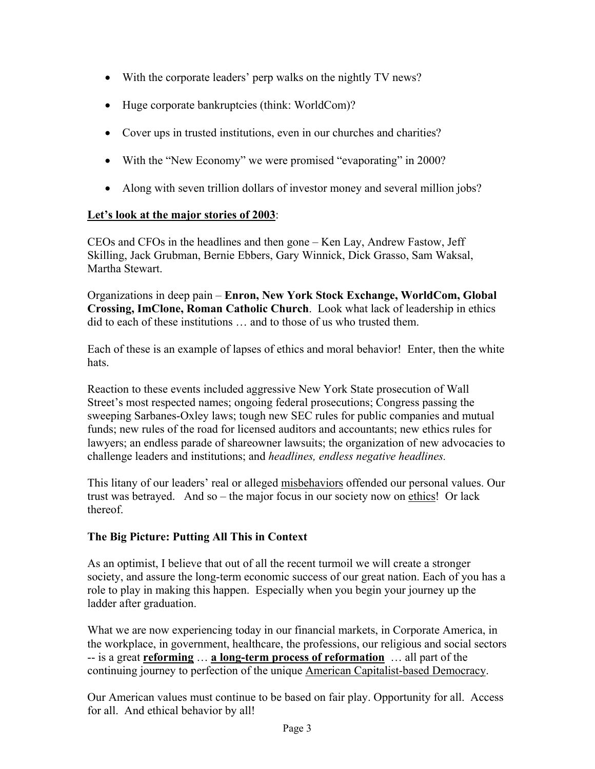- With the corporate leaders' perp walks on the nightly TV news?
- Huge corporate bankruptcies (think: WorldCom)?
- Cover ups in trusted institutions, even in our churches and charities?
- With the "New Economy" we were promised "evaporating" in 2000?
- Along with seven trillion dollars of investor money and several million jobs?

<u>**Let's look at the major stories of 2003**</u>:

CEOs and CFOs in the headlines and then gone – Ken Lay, Andrew Fastow, Jeff Skilling, Jack Grubman, Bernie Ebbers, Gary Winnick, Dick Grasso, Sam Waksal, Martha Stewart.

Organizations in deep pain – **Enron, New York Stock Exchange, WorldCom, Global Crossing, ImClone, Roman Catholic Church**. Look what lack of leadership in ethics did to each of these institutions … and to those of us who trusted them.

Each of these is an example of lapses of ethics and moral behavior! Enter, then the white hats.

Reaction to these events included aggressive New York State prosecution of Wall Street's most respected names; ongoing federal prosecutions; Congress passing the sweeping Sarbanes-Oxley laws; tough new SEC rules for public companies and mutual funds; new rules of the road for licensed auditors and accountants; new ethics rules for lawyers; an endless parade of shareowner lawsuits; the organization of new advocacies to challenge leaders and institutions; and *headlines, endless negative headlines.*

This litany of our leaders' real or alleged <u>misbehaviors</u> offended our personal values. Our trust was betrayed. And so – the major focus in our society now on <u>ethics</u>! Or lack thereof.

**The Big Picture: Putting All This in Context**

As an optimist, I believe that out of all the recent turmoil we will create a stronger society, and assure the long-term economic success of our great nation. Each of you has a role to play in making this happen. Especially when you begin your journey up the ladder after graduation.

What we are now experiencing today in our financial markets, in Corporate America, in the workplace, in government, healthcare, the professions, our religious and social sectors -- is a great <u>**reforming**</u> … <u>**a long-term process of reformation**</u> … all part of the continuing journey to perfection of the unique <u>American Capitalist-based Democracy</u>.

Our American values must continue to be based on fair play. Opportunity for all. Access for all. And ethical behavior by all!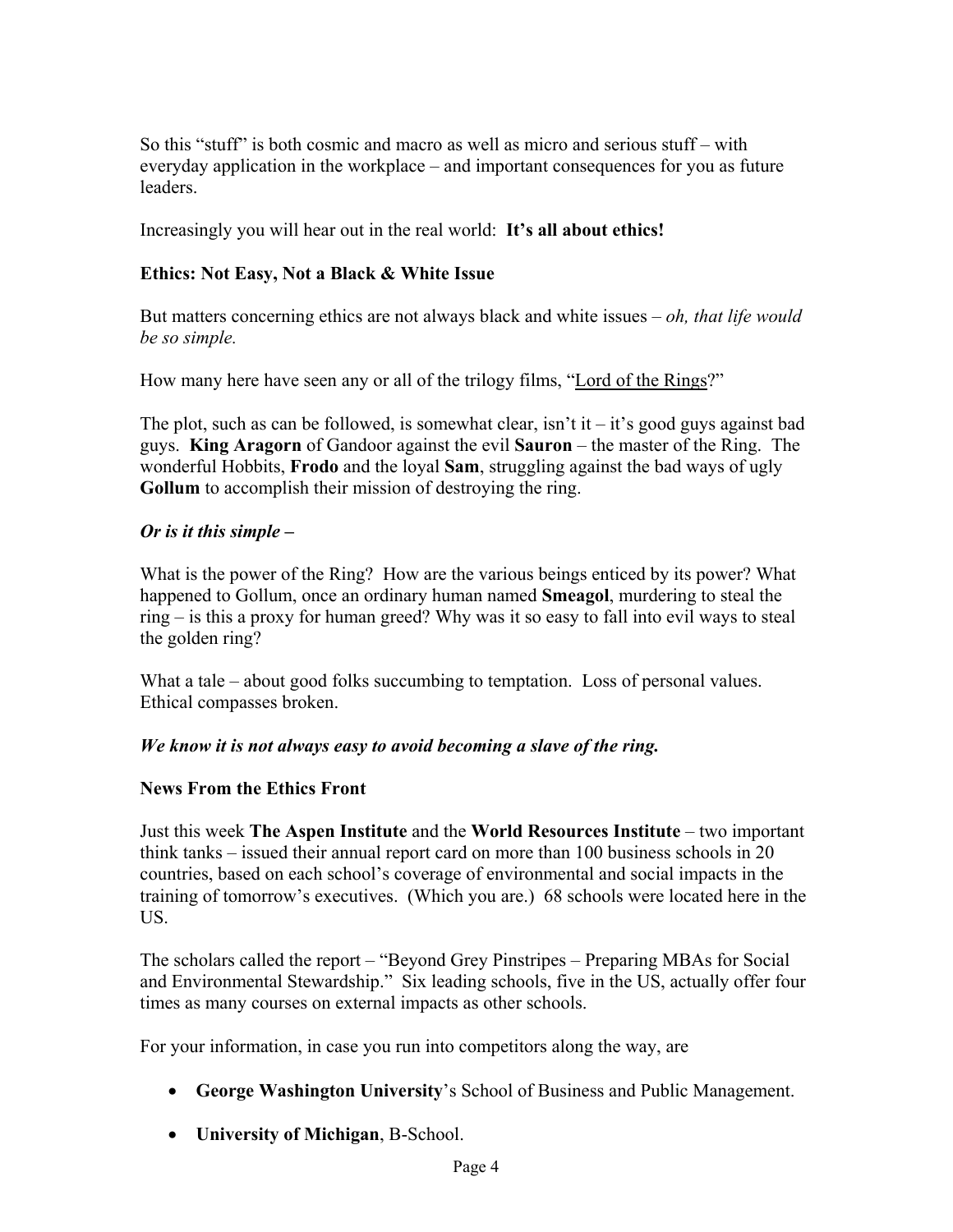So this "stuff" is both cosmic and macro as well as micro and serious stuff – with everyday application in the workplace – and important consequences for you as future leaders.

Increasingly you will hear out in the real world: **It's all about ethics!**

**Ethics: Not Easy, Not a Black & White Issue**

But matters concerning ethics are not always black and white issues – *oh, that life would be so simple.*

How many here have seen any or all of the trilogy films, "Lord of the Rings?"

The plot, such as can be followed, is somewhat clear, isn't it – it's good guys against bad guys. **King Aragorn** of Gandoor against the evil **Sauron** – the master of the Ring. The wonderful Hobbits, **Frodo** and the loyal **Sam**, struggling against the bad ways of ugly **Gollum** to accomplish their mission of destroying the ring.

***Or is it this simple –***

What is the power of the Ring? How are the various beings enticed by its power? What happened to Gollum, once an ordinary human named **Smeagol**, murdering to steal the ring – is this a proxy for human greed? Why was it so easy to fall into evil ways to steal the golden ring?

What a tale – about good folks succumbing to temptation. Loss of personal values. Ethical compasses broken.

***We know it is not always easy to avoid becoming a slave of the ring.***

**News From the Ethics Front**

Just this week **The Aspen Institute** and the **World Resources Institute** – two important think tanks – issued their annual report card on more than 100 business schools in 20 countries, based on each school's coverage of environmental and social impacts in the training of tomorrow's executives. (Which you are.) 68 schools were located here in the US.

The scholars called the report – "Beyond Grey Pinstripes – Preparing MBAs for Social and Environmental Stewardship." Six leading schools, five in the US, actually offer four times as many courses on external impacts as other schools.

For your information, in case you run into competitors along the way, are

- **George Washington University**'s School of Business and Public Management.
- **University of Michigan**, B-School.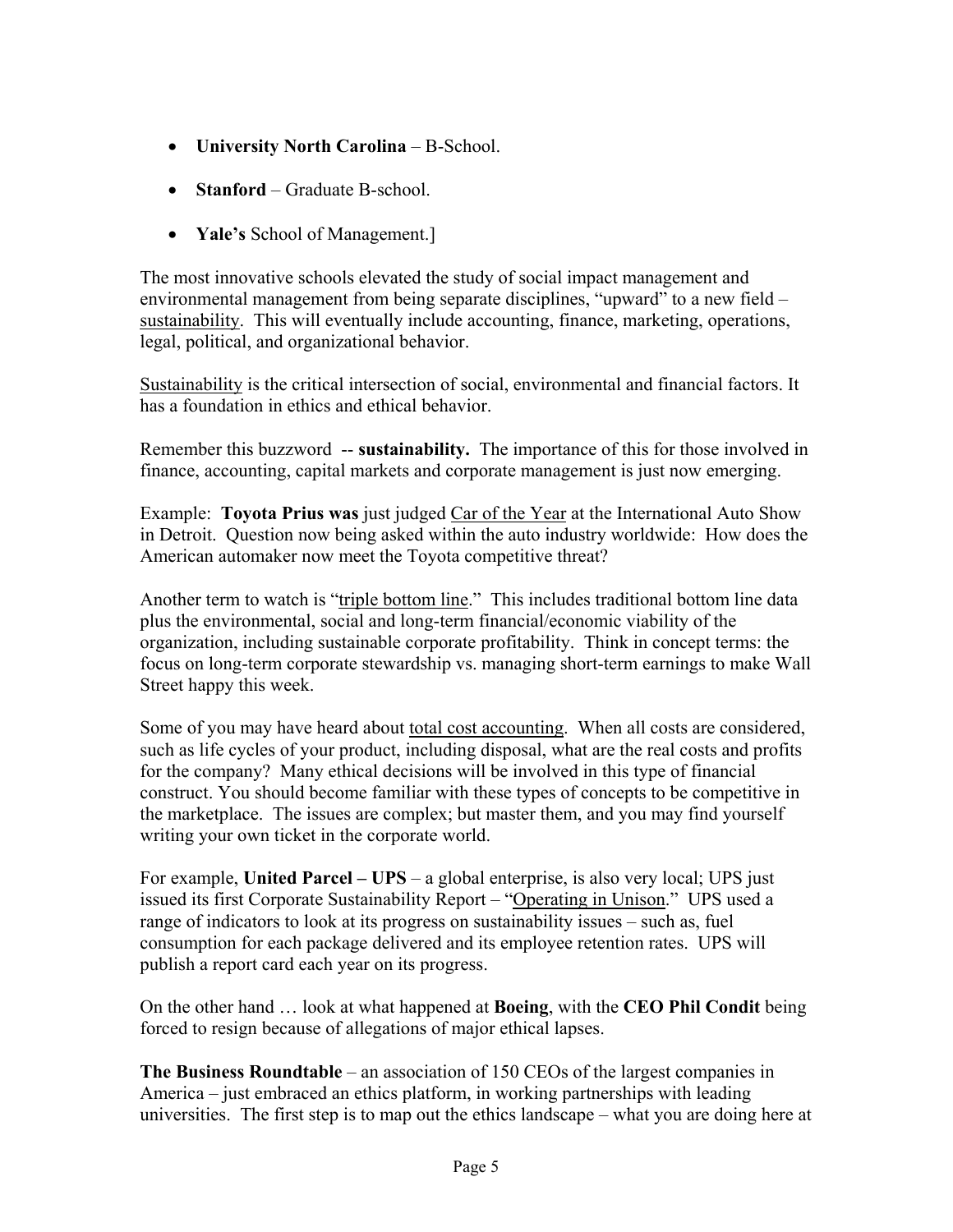- **University North Carolina** – B-School.
- **Stanford** – Graduate B-school.
- **Yale's** School of Management.]

The most innovative schools elevated the study of social impact management and environmental management from being separate disciplines, "upward" to a new field – sustainability. This will eventually include accounting, finance, marketing, operations, legal, political, and organizational behavior.

Sustainability is the critical intersection of social, environmental and financial factors. It has a foundation in ethics and ethical behavior.

Remember this buzzword -- **sustainability.** The importance of this for those involved in finance, accounting, capital markets and corporate management is just now emerging.

Example: **Toyota Prius was** just judged Car of the Year at the International Auto Show in Detroit. Question now being asked within the auto industry worldwide: How does the American automaker now meet the Toyota competitive threat?

Another term to watch is "triple bottom line." This includes traditional bottom line data plus the environmental, social and long-term financial/economic viability of the organization, including sustainable corporate profitability. Think in concept terms: the focus on long-term corporate stewardship vs. managing short-term earnings to make Wall Street happy this week.

Some of you may have heard about total cost accounting. When all costs are considered, such as life cycles of your product, including disposal, what are the real costs and profits for the company? Many ethical decisions will be involved in this type of financial construct. You should become familiar with these types of concepts to be competitive in the marketplace. The issues are complex; but master them, and you may find yourself writing your own ticket in the corporate world.

For example, **United Parcel – UPS** – a global enterprise, is also very local; UPS just issued its first Corporate Sustainability Report – "Operating in Unison." UPS used a range of indicators to look at its progress on sustainability issues – such as, fuel consumption for each package delivered and its employee retention rates. UPS will publish a report card each year on its progress.

On the other hand … look at what happened at **Boeing**, with the **CEO Phil Condit** being forced to resign because of allegations of major ethical lapses.

**The Business Roundtable** – an association of 150 CEOs of the largest companies in America – just embraced an ethics platform, in working partnerships with leading universities. The first step is to map out the ethics landscape – what you are doing here at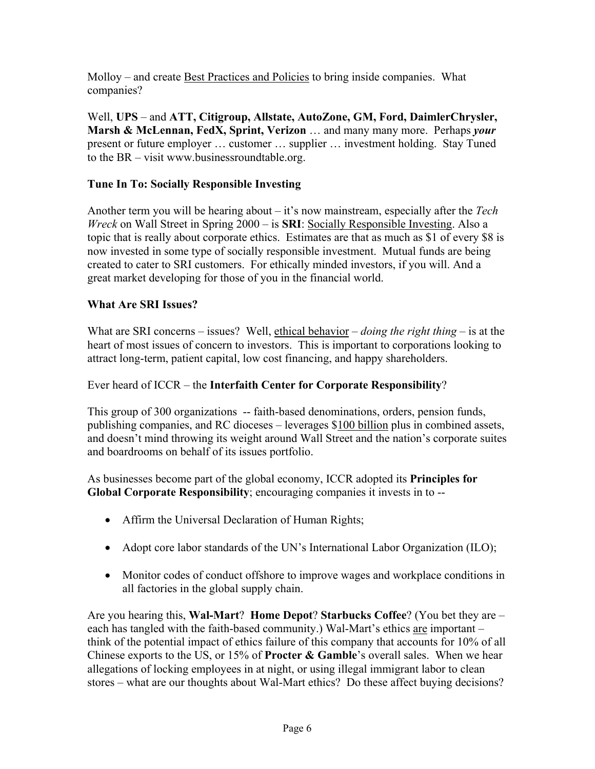Molloy – and create Best Practices and Policies to bring inside companies. What companies?

Well, **UPS** – and **ATT, Citigroup, Allstate, AutoZone, GM, Ford, DaimlerChrysler, Marsh & McLennan, FedX, Sprint, Verizon** … and many many more. Perhaps ***your*** present or future employer … customer … supplier … investment holding. Stay Tuned to the BR – visit www.businessroundtable.org.

### Tune In To: Socially Responsible Investing

Another term you will be hearing about – it's now mainstream, especially after the *Tech Wreck* on Wall Street in Spring 2000 – is **SRI**: Socially Responsible Investing. Also a topic that is really about corporate ethics. Estimates are that as much as $1 of every $8 is now invested in some type of socially responsible investment. Mutual funds are being created to cater to SRI customers. For ethically minded investors, if you will. And a great market developing for those of you in the financial world.

### What Are SRI Issues?

What are SRI concerns – issues? Well, ethical behavior – *doing the right thing* – is at the heart of most issues of concern to investors. This is important to corporations looking to attract long-term, patient capital, low cost financing, and happy shareholders.

Ever heard of ICCR – the **Interfaith Center for Corporate Responsibility**?

This group of 300 organizations -- faith-based denominations, orders, pension funds, publishing companies, and RC dioceses – leverages $100 billion plus in combined assets, and doesn't mind throwing its weight around Wall Street and the nation's corporate suites and boardrooms on behalf of its issues portfolio.

As businesses become part of the global economy, ICCR adopted its **Principles for Global Corporate Responsibility**; encouraging companies it invests in to --

- Affirm the Universal Declaration of Human Rights;
- Adopt core labor standards of the UN's International Labor Organization (ILO);
- Monitor codes of conduct offshore to improve wages and workplace conditions in all factories in the global supply chain.

Are you hearing this, **Wal-Mart**? **Home Depot**? **Starbucks Coffee**? (You bet they are – each has tangled with the faith-based community.) Wal-Mart's ethics are important – think of the potential impact of ethics failure of this company that accounts for 10% of all Chinese exports to the US, or 15% of **Procter & Gamble**'s overall sales. When we hear allegations of locking employees in at night, or using illegal immigrant labor to clean stores – what are our thoughts about Wal-Mart ethics? Do these affect buying decisions?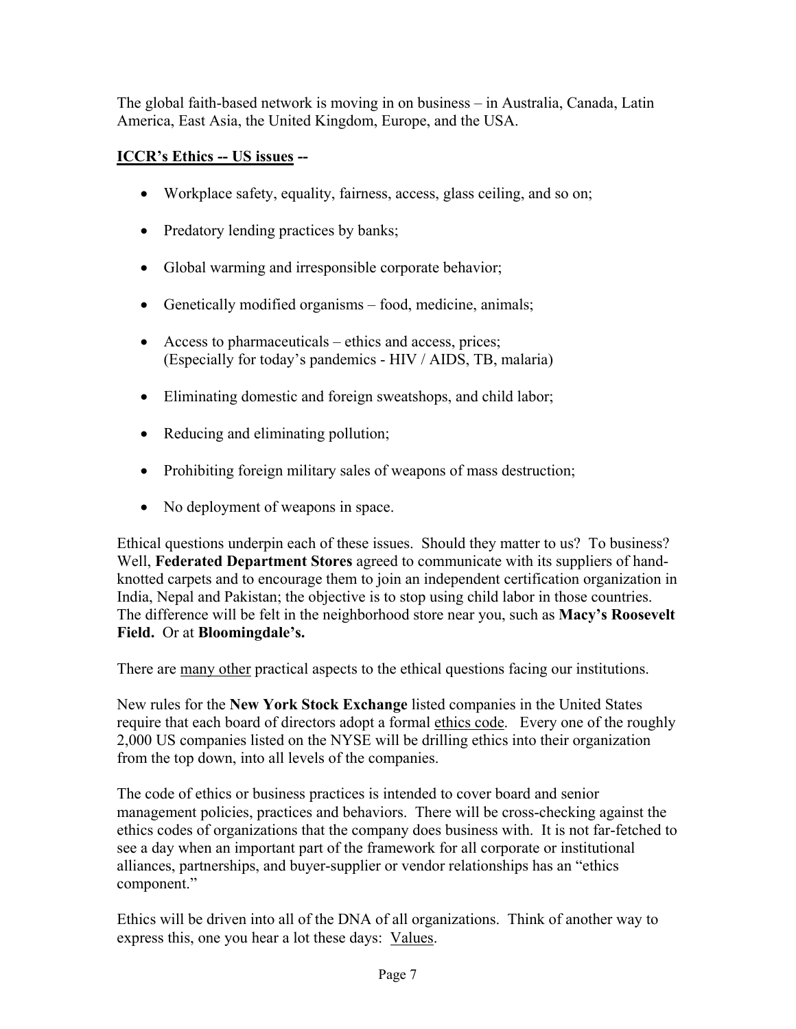The global faith-based network is moving in on business – in Australia, Canada, Latin America, East Asia, the United Kingdom, Europe, and the USA.

**<u>ICCR's Ethics -- US issues</u> --**

- Workplace safety, equality, fairness, access, glass ceiling, and so on;
- Predatory lending practices by banks;
- Global warming and irresponsible corporate behavior;
- Genetically modified organisms – food, medicine, animals;
- Access to pharmaceuticals – ethics and access, prices;
(Especially for today's pandemics - HIV / AIDS, TB, malaria)
- Eliminating domestic and foreign sweatshops, and child labor;
- Reducing and eliminating pollution;
- Prohibiting foreign military sales of weapons of mass destruction;
- No deployment of weapons in space.

Ethical questions underpin each of these issues. Should they matter to us? To business? Well, **Federated Department Stores** agreed to communicate with its suppliers of hand-knotted carpets and to encourage them to join an independent certification organization in India, Nepal and Pakistan; the objective is to stop using child labor in those countries. The difference will be felt in the neighborhood store near you, such as **Macy's Roosevelt Field.** Or at **Bloomingdale's.**

There are <u>many other</u> practical aspects to the ethical questions facing our institutions.

New rules for the **New York Stock Exchange** listed companies in the United States require that each board of directors adopt a formal <u>ethics code</u>. Every one of the roughly 2,000 US companies listed on the NYSE will be drilling ethics into their organization from the top down, into all levels of the companies.

The code of ethics or business practices is intended to cover board and senior management policies, practices and behaviors. There will be cross-checking against the ethics codes of organizations that the company does business with. It is not far-fetched to see a day when an important part of the framework for all corporate or institutional alliances, partnerships, and buyer-supplier or vendor relationships has an "ethics component."

Ethics will be driven into all of the DNA of all organizations. Think of another way to express this, one you hear a lot these days: <u>Values</u>.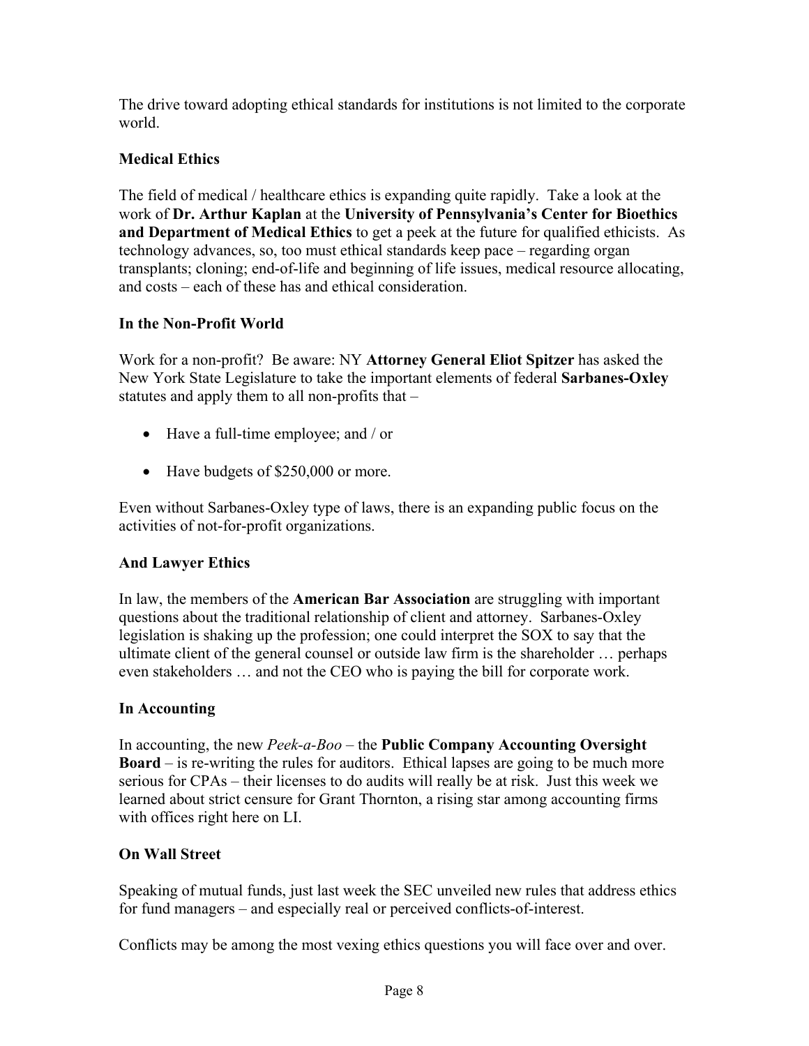The drive toward adopting ethical standards for institutions is not limited to the corporate world.

### Medical Ethics

The field of medical / healthcare ethics is expanding quite rapidly. Take a look at the work of **Dr. Arthur Kaplan** at the **University of Pennsylvania's Center for Bioethics and Department of Medical Ethics** to get a peek at the future for qualified ethicists. As technology advances, so, too must ethical standards keep pace – regarding organ transplants; cloning; end-of-life and beginning of life issues, medical resource allocating, and costs – each of these has and ethical consideration.

### In the Non-Profit World

Work for a non-profit? Be aware: NY **Attorney General Eliot Spitzer** has asked the New York State Legislature to take the important elements of federal **Sarbanes-Oxley** statutes and apply them to all non-profits that –

- Have a full-time employee; and / or
- Have budgets of $250,000 or more.

Even without Sarbanes-Oxley type of laws, there is an expanding public focus on the activities of not-for-profit organizations.

### And Lawyer Ethics

In law, the members of the **American Bar Association** are struggling with important questions about the traditional relationship of client and attorney. Sarbanes-Oxley legislation is shaking up the profession; one could interpret the SOX to say that the ultimate client of the general counsel or outside law firm is the shareholder … perhaps even stakeholders … and not the CEO who is paying the bill for corporate work.

### In Accounting

In accounting, the new *Peek-a-Boo* – the **Public Company Accounting Oversight Board** – is re-writing the rules for auditors. Ethical lapses are going to be much more serious for CPAs – their licenses to do audits will really be at risk. Just this week we learned about strict censure for Grant Thornton, a rising star among accounting firms with offices right here on LI.

### On Wall Street

Speaking of mutual funds, just last week the SEC unveiled new rules that address ethics for fund managers – and especially real or perceived conflicts-of-interest.

Conflicts may be among the most vexing ethics questions you will face over and over.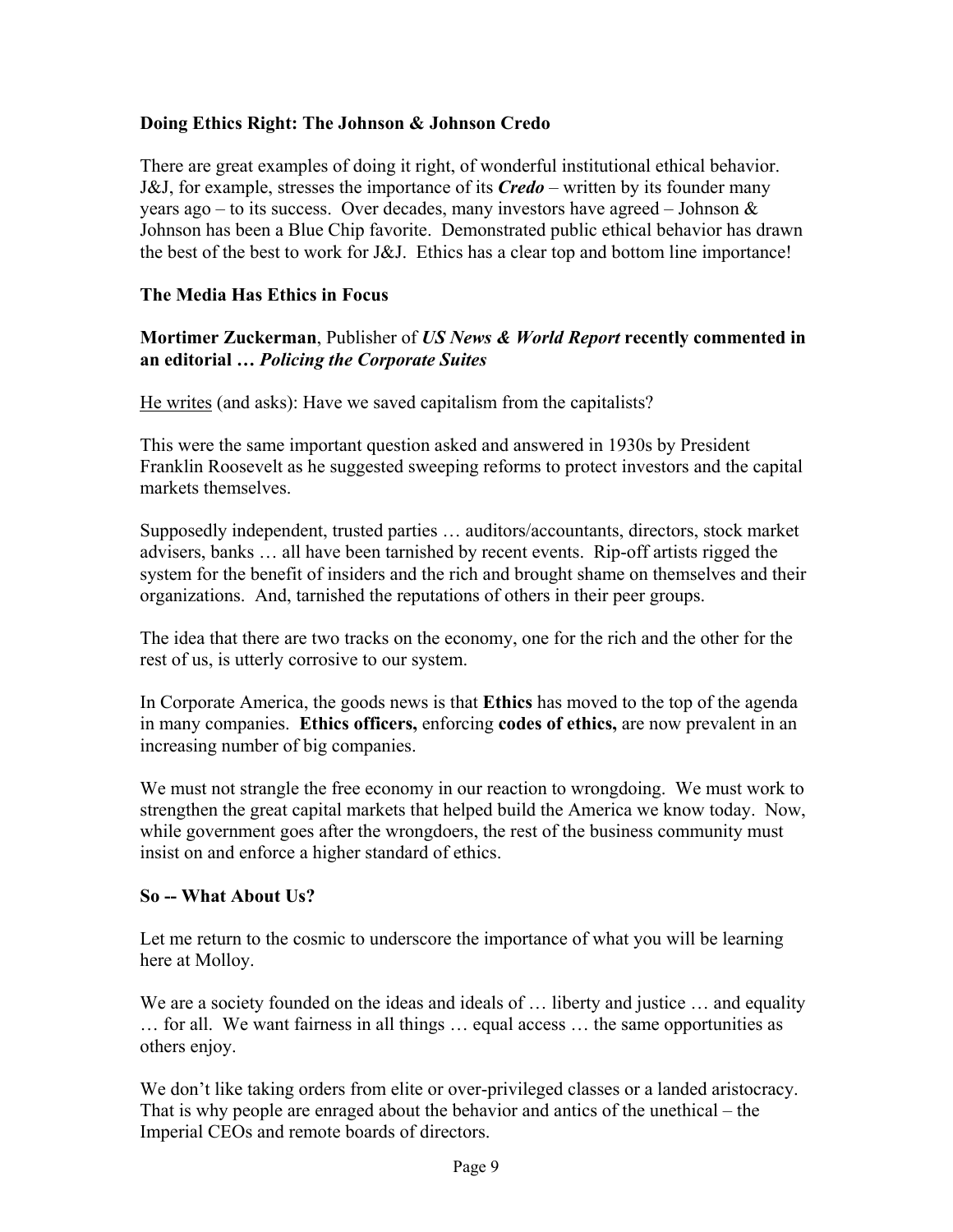**Doing Ethics Right: The Johnson & Johnson Credo**

There are great examples of doing it right, of wonderful institutional ethical behavior. J&J, for example, stresses the importance of its ***Credo*** – written by its founder many years ago – to its success. Over decades, many investors have agreed – Johnson & Johnson has been a Blue Chip favorite. Demonstrated public ethical behavior has drawn the best of the best to work for J&J. Ethics has a clear top and bottom line importance!

**The Media Has Ethics in Focus**

**Mortimer Zuckerman**, Publisher of ***US News & World Report*** **recently commented in an editorial …** ***Policing the Corporate Suites***

<u>He writes</u> (and asks): Have we saved capitalism from the capitalists?

This were the same important question asked and answered in 1930s by President Franklin Roosevelt as he suggested sweeping reforms to protect investors and the capital markets themselves.

Supposedly independent, trusted parties … auditors/accountants, directors, stock market advisers, banks … all have been tarnished by recent events. Rip-off artists rigged the system for the benefit of insiders and the rich and brought shame on themselves and their organizations. And, tarnished the reputations of others in their peer groups.

The idea that there are two tracks on the economy, one for the rich and the other for the rest of us, is utterly corrosive to our system.

In Corporate America, the goods news is that **Ethics** has moved to the top of the agenda in many companies. **Ethics officers,** enforcing **codes of ethics,** are now prevalent in an increasing number of big companies.

We must not strangle the free economy in our reaction to wrongdoing. We must work to strengthen the great capital markets that helped build the America we know today. Now, while government goes after the wrongdoers, the rest of the business community must insist on and enforce a higher standard of ethics.

**So -- What About Us?**

Let me return to the cosmic to underscore the importance of what you will be learning here at Molloy.

We are a society founded on the ideas and ideals of … liberty and justice … and equality … for all. We want fairness in all things … equal access … the same opportunities as others enjoy.

We don't like taking orders from elite or over-privileged classes or a landed aristocracy. That is why people are enraged about the behavior and antics of the unethical – the Imperial CEOs and remote boards of directors.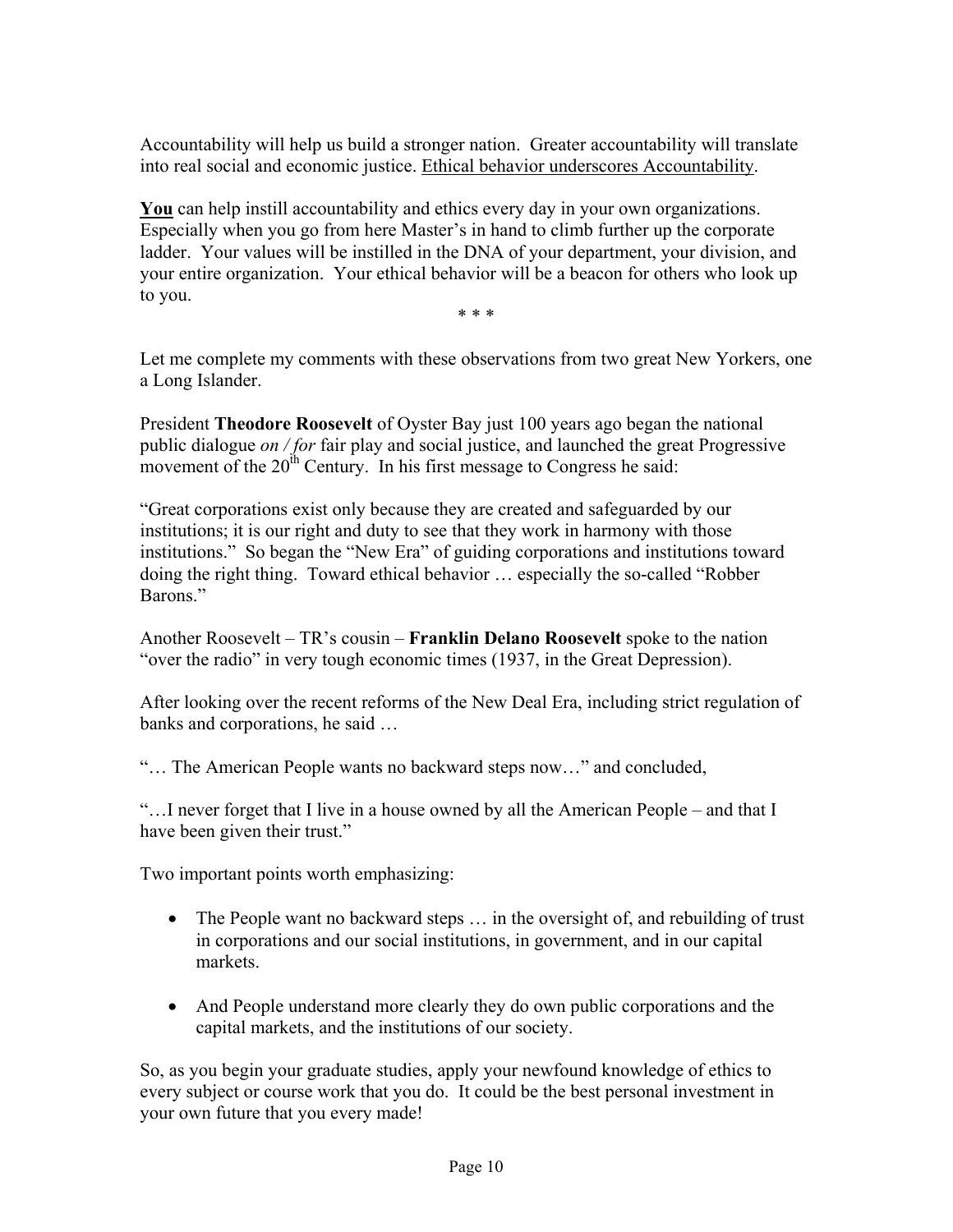Accountability will help us build a stronger nation. Greater accountability will translate into real social and economic justice. <u>Ethical behavior underscores Accountability</u>.

<u>**You**</u> can help instill accountability and ethics every day in your own organizations. Especially when you go from here Master's in hand to climb further up the corporate ladder. Your values will be instilled in the DNA of your department, your division, and your entire organization. Your ethical behavior will be a beacon for others who look up to you.

\* \* \*

Let me complete my comments with these observations from two great New Yorkers, one a Long Islander.

President **Theodore Roosevelt** of Oyster Bay just 100 years ago began the national public dialogue *on / for* fair play and social justice, and launched the great Progressive movement of the 20th Century. In his first message to Congress he said:

"Great corporations exist only because they are created and safeguarded by our institutions; it is our right and duty to see that they work in harmony with those institutions." So began the "New Era" of guiding corporations and institutions toward doing the right thing. Toward ethical behavior … especially the so-called "Robber Barons."

Another Roosevelt – TR's cousin – **Franklin Delano Roosevelt** spoke to the nation "over the radio" in very tough economic times (1937, in the Great Depression).

After looking over the recent reforms of the New Deal Era, including strict regulation of banks and corporations, he said …

"… The American People wants no backward steps now…" and concluded,

"…I never forget that I live in a house owned by all the American People – and that I have been given their trust."

Two important points worth emphasizing:

- The People want no backward steps … in the oversight of, and rebuilding of trust in corporations and our social institutions, in government, and in our capital markets.

- And People understand more clearly they do own public corporations and the capital markets, and the institutions of our society.

So, as you begin your graduate studies, apply your newfound knowledge of ethics to every subject or course work that you do. It could be the best personal investment in your own future that you every made!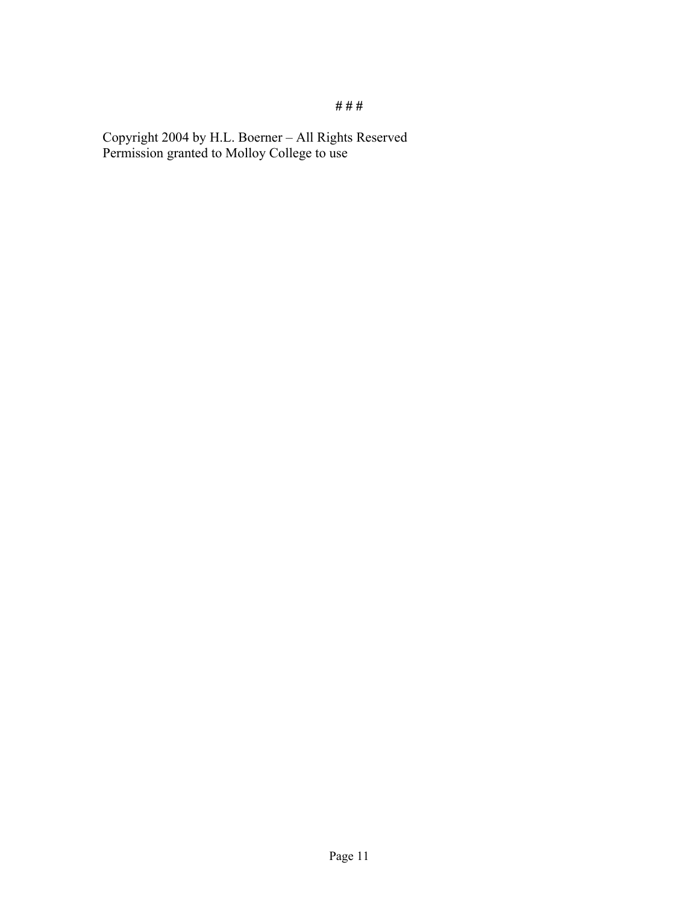# # #

Copyright 2004 by H.L. Boerner – All Rights Reserved
Permission granted to Molloy College to use